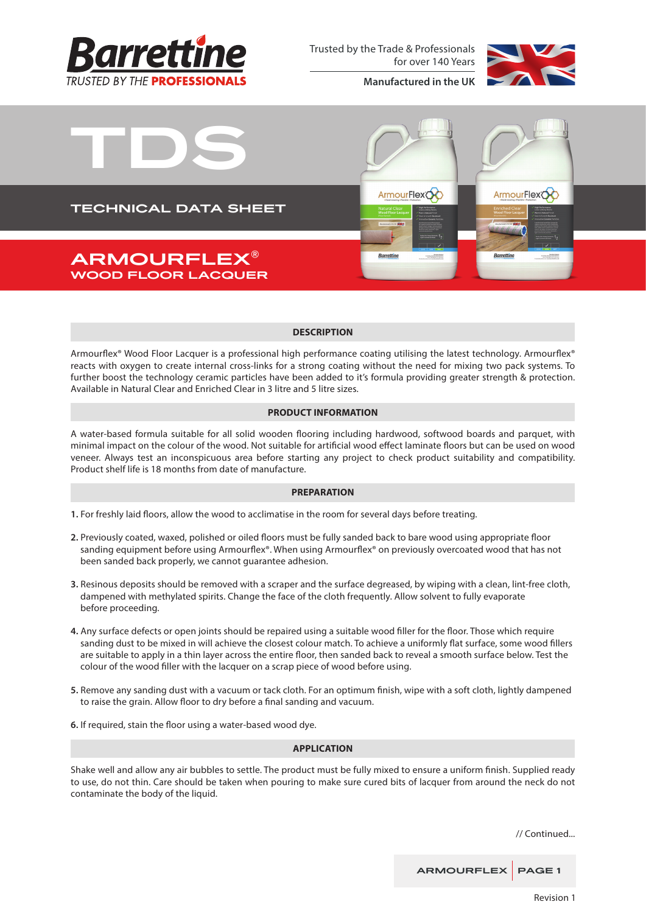Barrettine
TRUSTED BY THE PROFESSIONALS

Trusted by the Trade & Professionals for over 140 Years

Manufactured in the UK

# TDS

## TECHNICAL DATA SHEET

# ARMOURFLEX®
## WOOD FLOOR LACQUER

### DESCRIPTION

Armourflex® Wood Floor Lacquer is a professional high performance coating utilising the latest technology. Armourflex® reacts with oxygen to create internal cross-links for a strong coating without the need for mixing two pack systems. To further boost the technology ceramic particles have been added to it's formula providing greater strength & protection. Available in Natural Clear and Enriched Clear in 3 litre and 5 litre sizes.

### PRODUCT INFORMATION

A water-based formula suitable for all solid wooden flooring including hardwood, softwood boards and parquet, with minimal impact on the colour of the wood. Not suitable for artificial wood effect laminate floors but can be used on wood veneer. Always test an inconspicuous area before starting any project to check product suitability and compatibility. Product shelf life is 18 months from date of manufacture.

### PREPARATION

1. For freshly laid floors, allow the wood to acclimatise in the room for several days before treating.

2. Previously coated, waxed, polished or oiled floors must be fully sanded back to bare wood using appropriate floor sanding equipment before using Armourflex®. When using Armourflex® on previously overcoated wood that has not been sanded back properly, we cannot guarantee adhesion.

3. Resinous deposits should be removed with a scraper and the surface degreased, by wiping with a clean, lint-free cloth, dampened with methylated spirits. Change the face of the cloth frequently. Allow solvent to fully evaporate before proceeding.

4. Any surface defects or open joints should be repaired using a suitable wood filler for the floor. Those which require sanding dust to be mixed in will achieve the closest colour match. To achieve a uniformly flat surface, some wood fillers are suitable to apply in a thin layer across the entire floor, then sanded back to reveal a smooth surface below. Test the colour of the wood filler with the lacquer on a scrap piece of wood before using.

5. Remove any sanding dust with a vacuum or tack cloth. For an optimum finish, wipe with a soft cloth, lightly dampened to raise the grain. Allow floor to dry before a final sanding and vacuum.

6. If required, stain the floor using a water-based wood dye.

### APPLICATION

Shake well and allow any air bubbles to settle. The product must be fully mixed to ensure a uniform finish. Supplied ready to use, do not thin. Care should be taken when pouring to make sure cured bits of lacquer from around the neck do not contaminate the body of the liquid.

// Continued...

Revision 1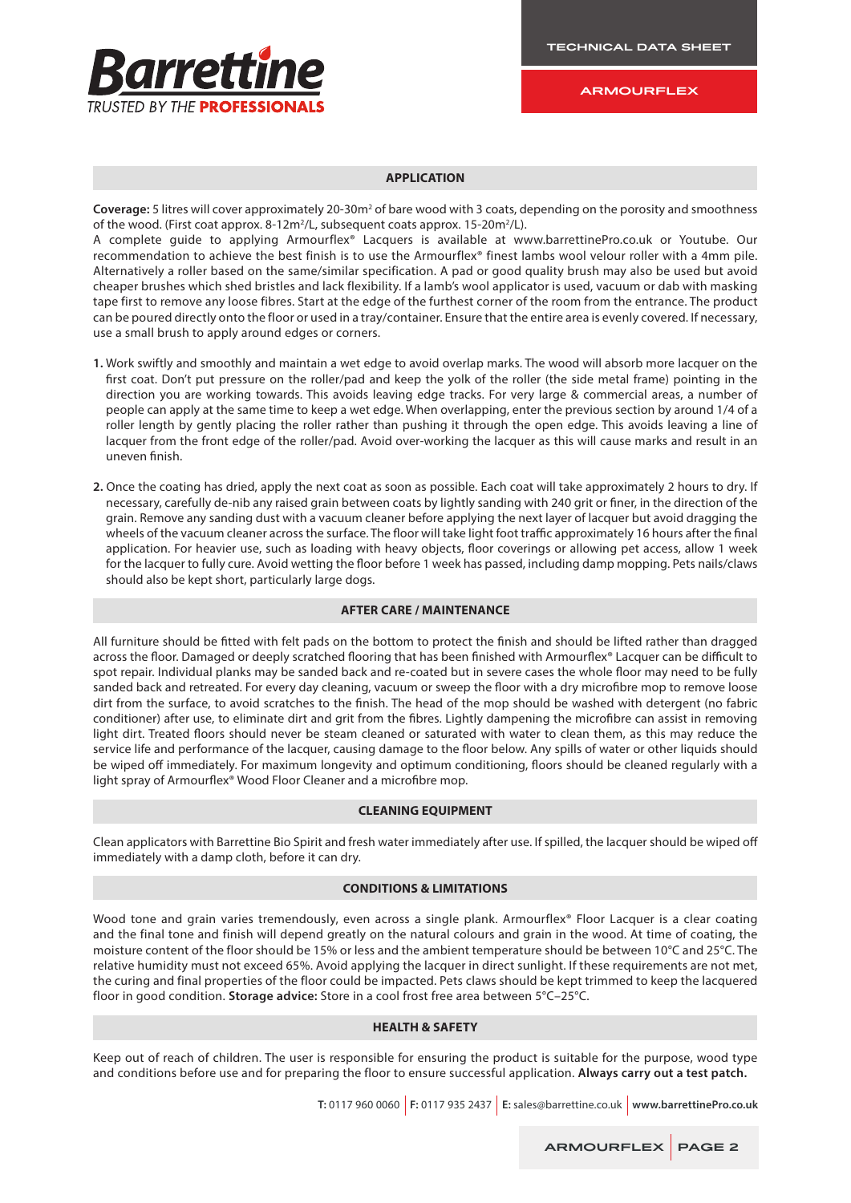## APPLICATION

**Coverage:** 5 litres will cover approximately 20-30m² of bare wood with 3 coats, depending on the porosity and smoothness of the wood. (First coat approx. 8-12m²/L, subsequent coats approx. 15-20m²/L).

A complete guide to applying Armourflex® Lacquers is available at www.barrettinePro.co.uk or Youtube. Our recommendation to achieve the best finish is to use the Armourflex® finest lambs wool velour roller with a 4mm pile. Alternatively a roller based on the same/similar specification. A pad or good quality brush may also be used but avoid cheaper brushes which shed bristles and lack flexibility. If a lamb's wool applicator is used, vacuum or dab with masking tape first to remove any loose fibres. Start at the edge of the furthest corner of the room from the entrance. The product can be poured directly onto the floor or used in a tray/container. Ensure that the entire area is evenly covered. If necessary, use a small brush to apply around edges or corners.

1. Work swiftly and smoothly and maintain a wet edge to avoid overlap marks. The wood will absorb more lacquer on the first coat. Don't put pressure on the roller/pad and keep the yolk of the roller (the side metal frame) pointing in the direction you are working towards. This avoids leaving edge tracks. For very large & commercial areas, a number of people can apply at the same time to keep a wet edge. When overlapping, enter the previous section by around 1/4 of a roller length by gently placing the roller rather than pushing it through the open edge. This avoids leaving a line of lacquer from the front edge of the roller/pad. Avoid over-working the lacquer as this will cause marks and result in an uneven finish.

2. Once the coating has dried, apply the next coat as soon as possible. Each coat will take approximately 2 hours to dry. If necessary, carefully de-nib any raised grain between coats by lightly sanding with 240 grit or finer, in the direction of the grain. Remove any sanding dust with a vacuum cleaner before applying the next layer of lacquer but avoid dragging the wheels of the vacuum cleaner across the surface. The floor will take light foot traffic approximately 16 hours after the final application. For heavier use, such as loading with heavy objects, floor coverings or allowing pet access, allow 1 week for the lacquer to fully cure. Avoid wetting the floor before 1 week has passed, including damp mopping. Pets nails/claws should also be kept short, particularly large dogs.

## AFTER CARE / MAINTENANCE

All furniture should be fitted with felt pads on the bottom to protect the finish and should be lifted rather than dragged across the floor. Damaged or deeply scratched flooring that has been finished with Armourflex® Lacquer can be difficult to spot repair. Individual planks may be sanded back and re-coated but in severe cases the whole floor may need to be fully sanded back and retreated. For every day cleaning, vacuum or sweep the floor with a dry microfibre mop to remove loose dirt from the surface, to avoid scratches to the finish. The head of the mop should be washed with detergent (no fabric conditioner) after use, to eliminate dirt and grit from the fibres. Lightly dampening the microfibre can assist in removing light dirt. Treated floors should never be steam cleaned or saturated with water to clean them, as this may reduce the service life and performance of the lacquer, causing damage to the floor below. Any spills of water or other liquids should be wiped off immediately. For maximum longevity and optimum conditioning, floors should be cleaned regularly with a light spray of Armourflex® Wood Floor Cleaner and a microfibre mop.

## CLEANING EQUIPMENT

Clean applicators with Barrettine Bio Spirit and fresh water immediately after use. If spilled, the lacquer should be wiped off immediately with a damp cloth, before it can dry.

## CONDITIONS & LIMITATIONS

Wood tone and grain varies tremendously, even across a single plank. Armourflex® Floor Lacquer is a clear coating and the final tone and finish will depend greatly on the natural colours and grain in the wood. At time of coating, the moisture content of the floor should be 15% or less and the ambient temperature should be between 10°C and 25°C. The relative humidity must not exceed 65%. Avoid applying the lacquer in direct sunlight. If these requirements are not met, the curing and final properties of the floor could be impacted. Pets claws should be kept trimmed to keep the lacquered floor in good condition. **Storage advice:** Store in a cool frost free area between 5°C–25°C.

## HEALTH & SAFETY

Keep out of reach of children. The user is responsible for ensuring the product is suitable for the purpose, wood type and conditions before use and for preparing the floor to ensure successful application. **Always carry out a test patch.**

**T:** 0117 960 0060 | **F:** 0117 935 2437 | **E:** sales@barrettine.co.uk | **www.barrettinePro.co.uk**